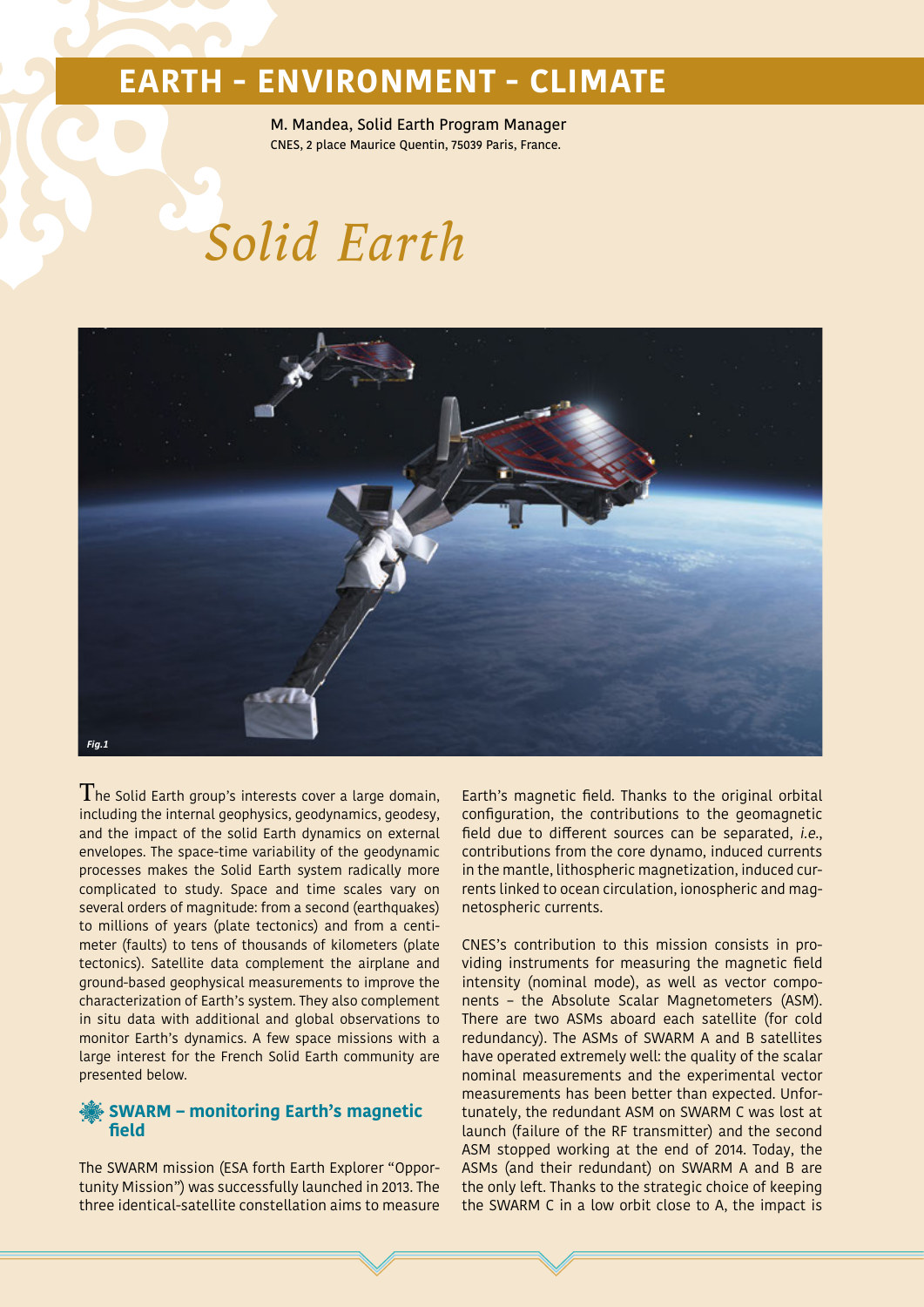# EARTH - ENVIRONMENT - CLIMATE

M. Mandea, Solid Earth Program Manager
CNES, 2 place Maurice Quentin, 75039 Paris, France.

# Solid Earth

*Fig.1*

The Solid Earth group's interests cover a large domain, including the internal geophysics, geodynamics, geodesy, and the impact of the solid Earth dynamics on external envelopes. The space-time variability of the geodynamic processes makes the Solid Earth system radically more complicated to study. Space and time scales vary on several orders of magnitude: from a second (earthquakes) to millions of years (plate tectonics) and from a centimeter (faults) to tens of thousands of kilometers (plate tectonics). Satellite data complement the airplane and ground-based geophysical measurements to improve the characterization of Earth's system. They also complement in situ data with additional and global observations to monitor Earth's dynamics. A few space missions with a large interest for the French Solid Earth community are presented below.

## SWARM – monitoring Earth's magnetic field

The SWARM mission (ESA forth Earth Explorer "Opportunity Mission") was successfully launched in 2013. The three identical-satellite constellation aims to measure Earth's magnetic field. Thanks to the original orbital configuration, the contributions to the geomagnetic field due to different sources can be separated, *i.e.*, contributions from the core dynamo, induced currents in the mantle, lithospheric magnetization, induced currents linked to ocean circulation, ionospheric and magnetospheric currents.

CNES's contribution to this mission consists in providing instruments for measuring the magnetic field intensity (nominal mode), as well as vector components – the Absolute Scalar Magnetometers (ASM). There are two ASMs aboard each satellite (for cold redundancy). The ASMs of SWARM A and B satellites have operated extremely well: the quality of the scalar nominal measurements and the experimental vector measurements has been better than expected. Unfortunately, the redundant ASM on SWARM C was lost at launch (failure of the RF transmitter) and the second ASM stopped working at the end of 2014. Today, the ASMs (and their redundant) on SWARM A and B are the only left. Thanks to the strategic choice of keeping the SWARM C in a low orbit close to A, the impact is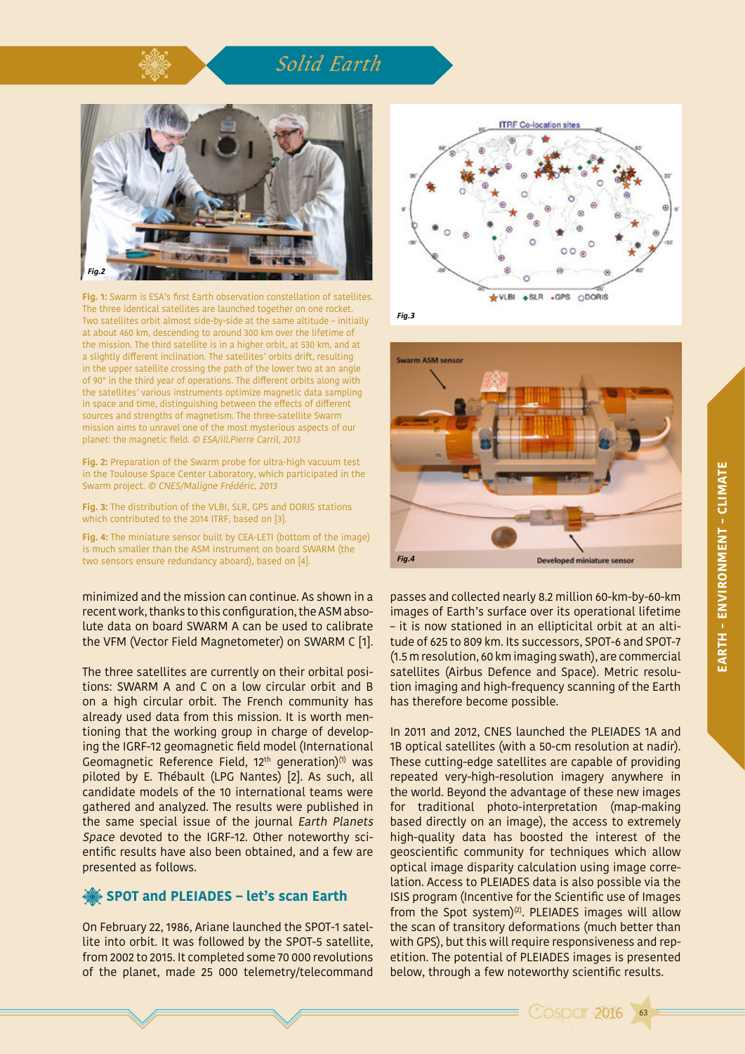Fig. 1: Swarm is ESA's first Earth observation constellation of satellites. The three identical satellites are launched together on one rocket. Two satellites orbit almost side-by-side at the same altitude – initially at about 460 km, descending to around 300 km over the lifetime of the mission. The third satellite is in a higher orbit, at 530 km, and at a slightly different inclination. The satellites' orbits drift, resulting in the upper satellite crossing the path of the lower two at an angle of 90° in the third year of operations. The different orbits along with the satellites' various instruments optimize magnetic data sampling in space and time, distinguishing between the effects of different sources and strengths of magnetism. The three-satellite Swarm mission aims to unravel one of the most mysterious aspects of our planet: the magnetic field. *© ESA/ill.Pierre Carril, 2013*

Fig. 2: Preparation of the Swarm probe for ultra-high vacuum test in the Toulouse Space Center Laboratory, which participated in the Swarm project. *© CNES/Maligne Frédéric, 2013*

Fig. 3: The distribution of the VLBI, SLR, GPS and DORIS stations which contributed to the 2014 ITRF, based on [3].

Fig. 4: The miniature sensor built by CEA-LETI (bottom of the image) is much smaller than the ASM instrument on board SWARM (the two sensors ensure redundancy aboard), based on [4].

minimized and the mission can continue. As shown in a recent work, thanks to this configuration, the ASM absolute data on board SWARM A can be used to calibrate the VFM (Vector Field Magnetometer) on SWARM C [1].

The three satellites are currently on their orbital positions: SWARM A and C on a low circular orbit and B on a high circular orbit. The French community has already used data from this mission. It is worth mentioning that the working group in charge of developing the IGRF-12 geomagnetic field model (International Geomagnetic Reference Field, 12th generation)[1] was piloted by E. Thébault (LPG Nantes) [2]. As such, all candidate models of the 10 international teams were gathered and analyzed. The results were published in the same special issue of the journal *Earth Planets Space* devoted to the IGRF-12. Other noteworthy scientific results have also been obtained, and a few are presented as follows.

## SPOT and PLEIADES – let's scan Earth

On February 22, 1986, Ariane launched the SPOT-1 satellite into orbit. It was followed by the SPOT-5 satellite, from 2002 to 2015. It completed some 70 000 revolutions of the planet, made 25 000 telemetry/telecommand passes and collected nearly 8.2 million 60-km-by-60-km images of Earth's surface over its operational lifetime – it is now stationed in an ellipticital orbit at an altitude of 625 to 809 km. Its successors, SPOT-6 and SPOT-7 (1.5 m resolution, 60 km imaging swath), are commercial satellites (Airbus Defence and Space). Metric resolution imaging and high-frequency scanning of the Earth has therefore become possible.

In 2011 and 2012, CNES launched the PLEIADES 1A and 1B optical satellites (with a 50-cm resolution at nadir). These cutting-edge satellites are capable of providing repeated very-high-resolution imagery anywhere in the world. Beyond the advantage of these new images for traditional photo-interpretation (map-making based directly on an image), the access to extremely high-quality data has boosted the interest of the geoscientific community for techniques which allow optical image disparity calculation using image correlation. Access to PLEIADES data is also possible via the ISIS program (Incentive for the Scientific use of Images from the Spot system)[2]. PLEIADES images will allow the scan of transitory deformations (much better than with GPS), but this will require responsiveness and repetition. The potential of PLEIADES images is presented below, through a few noteworthy scientific results.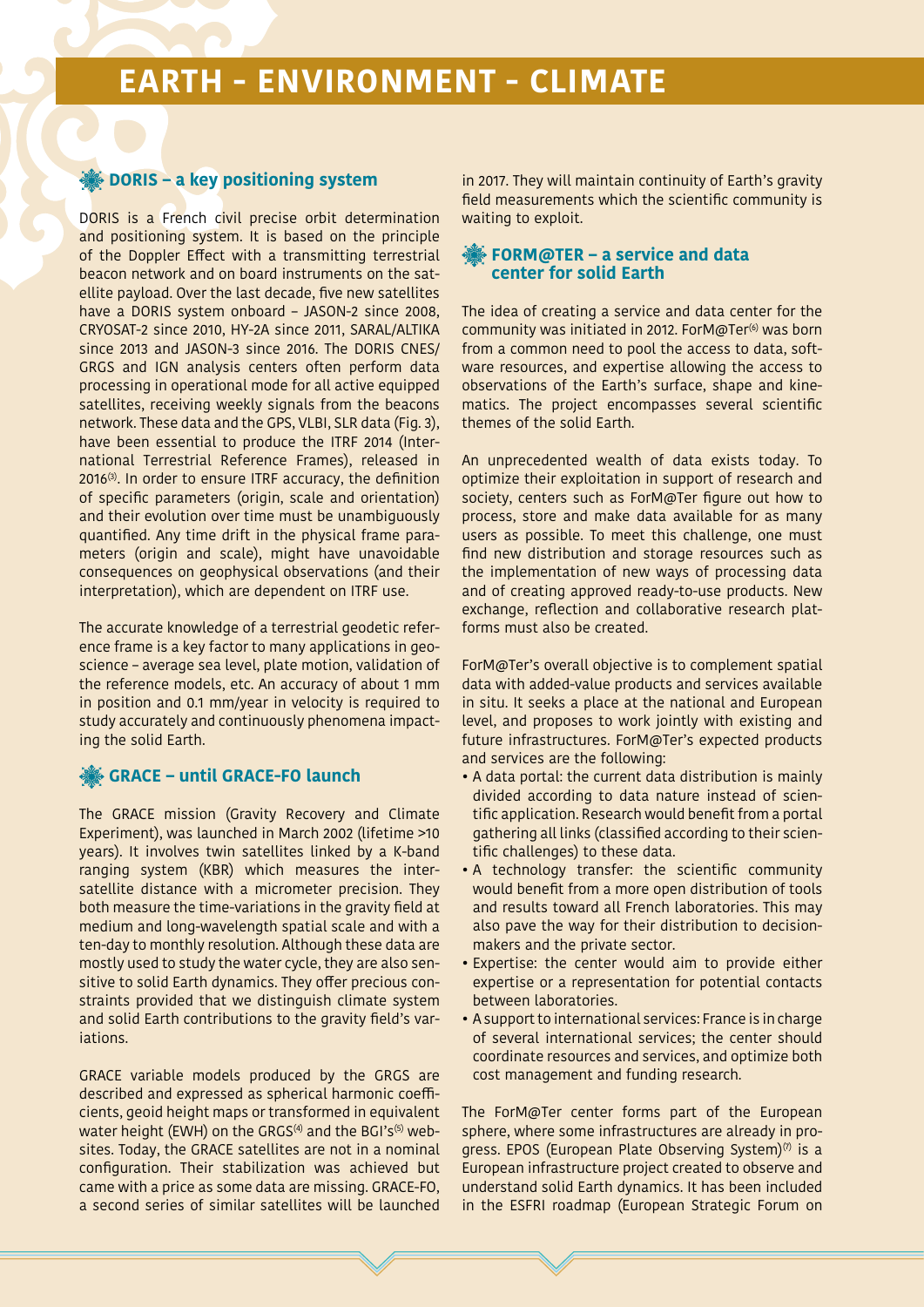# EARTH - ENVIRONMENT - CLIMATE

## DORIS – a key positioning system

DORIS is a French civil precise orbit determination and positioning system. It is based on the principle of the Doppler Effect with a transmitting terrestrial beacon network and on board instruments on the satellite payload. Over the last decade, five new satellites have a DORIS system onboard – JASON-2 since 2008, CRYOSAT-2 since 2010, HY-2A since 2011, SARAL/ALTIKA since 2013 and JASON-3 since 2016. The DORIS CNES/GRGS and IGN analysis centers often perform data processing in operational mode for all active equipped satellites, receiving weekly signals from the beacons network. These data and the GPS, VLBI, SLR data (Fig. 3), have been essential to produce the ITRF 2014 (International Terrestrial Reference Frames), released in 2016[3]. In order to ensure ITRF accuracy, the definition of specific parameters (origin, scale and orientation) and their evolution over time must be unambiguously quantified. Any time drift in the physical frame parameters (origin and scale), might have unavoidable consequences on geophysical observations (and their interpretation), which are dependent on ITRF use.

The accurate knowledge of a terrestrial geodetic reference frame is a key factor to many applications in geoscience – average sea level, plate motion, validation of the reference models, etc. An accuracy of about 1 mm in position and 0.1 mm/year in velocity is required to study accurately and continuously phenomena impacting the solid Earth.

## GRACE – until GRACE-FO launch

The GRACE mission (Gravity Recovery and Climate Experiment), was launched in March 2002 (lifetime >10 years). It involves twin satellites linked by a K-band ranging system (KBR) which measures the inter-satellite distance with a micrometer precision. They both measure the time-variations in the gravity field at medium and long-wavelength spatial scale and with a ten-day to monthly resolution. Although these data are mostly used to study the water cycle, they are also sensitive to solid Earth dynamics. They offer precious constraints provided that we distinguish climate system and solid Earth contributions to the gravity field's variations.

GRACE variable models produced by the GRGS are described and expressed as spherical harmonic coefficients, geoid height maps or transformed in equivalent water height (EWH) on the GRGS[4] and the BGI's[5] websites. Today, the GRACE satellites are not in a nominal configuration. Their stabilization was achieved but came with a price as some data are missing. GRACE-FO, a second series of similar satellites will be launched in 2017. They will maintain continuity of Earth's gravity field measurements which the scientific community is waiting to exploit.

## FORM@TER – a service and data center for solid Earth

The idea of creating a service and data center for the community was initiated in 2012. ForM@Ter[6] was born from a common need to pool the access to data, software resources, and expertise allowing the access to observations of the Earth's surface, shape and kinematics. The project encompasses several scientific themes of the solid Earth.

An unprecedented wealth of data exists today. To optimize their exploitation in support of research and society, centers such as ForM@Ter figure out how to process, store and make data available for as many users as possible. To meet this challenge, one must find new distribution and storage resources such as the implementation of new ways of processing data and of creating approved ready-to-use products. New exchange, reflection and collaborative research platforms must also be created.

ForM@Ter's overall objective is to complement spatial data with added-value products and services available in situ. It seeks a place at the national and European level, and proposes to work jointly with existing and future infrastructures. ForM@Ter's expected products and services are the following:

- A data portal: the current data distribution is mainly divided according to data nature instead of scientific application. Research would benefit from a portal gathering all links (classified according to their scientific challenges) to these data.
- A technology transfer: the scientific community would benefit from a more open distribution of tools and results toward all French laboratories. This may also pave the way for their distribution to decision-makers and the private sector.
- Expertise: the center would aim to provide either expertise or a representation for potential contacts between laboratories.
- A support to international services: France is in charge of several international services; the center should coordinate resources and services, and optimize both cost management and funding research.

The ForM@Ter center forms part of the European sphere, where some infrastructures are already in progress. EPOS (European Plate Observing System)[7] is a European infrastructure project created to observe and understand solid Earth dynamics. It has been included in the ESFRI roadmap (European Strategic Forum on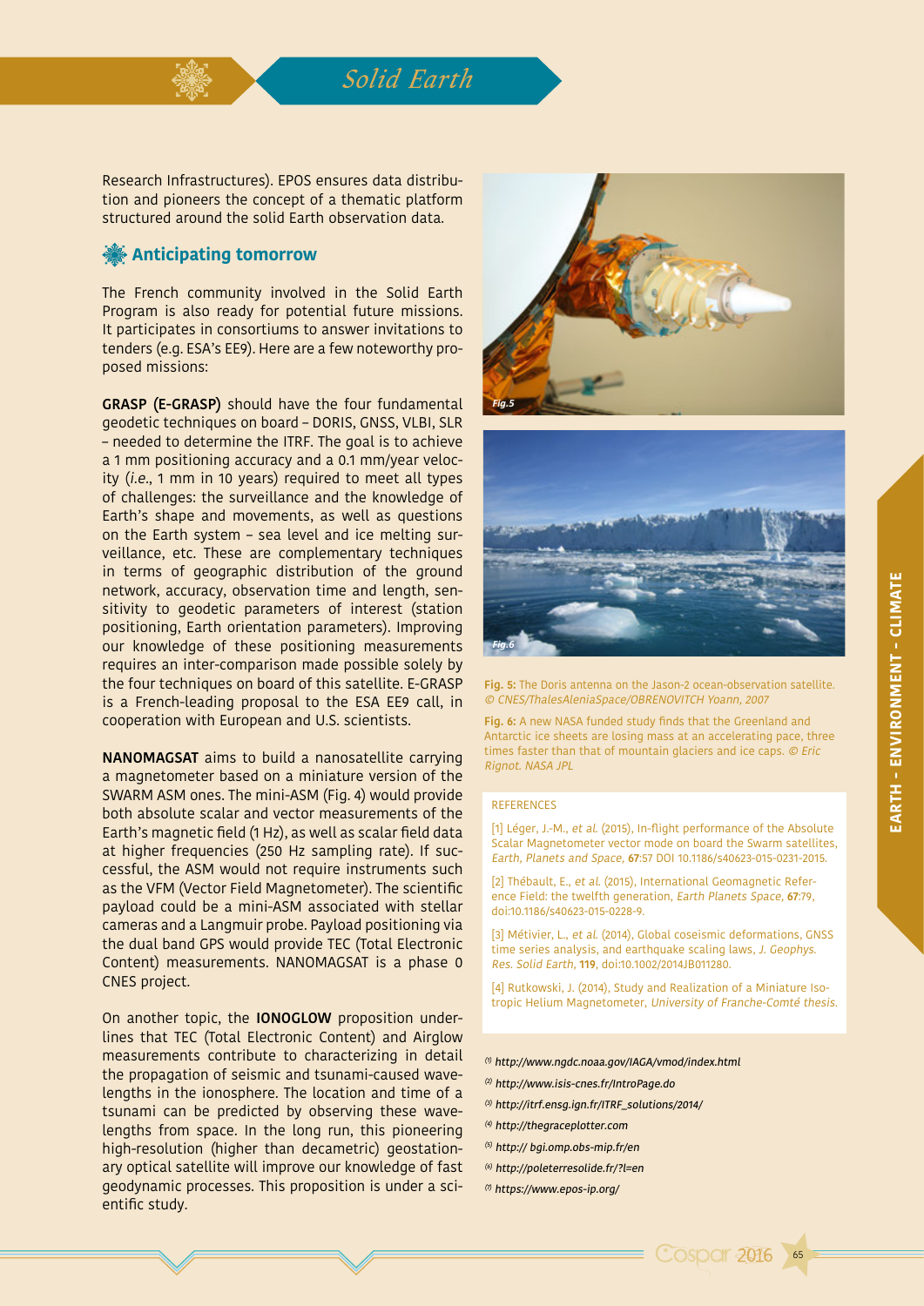Research Infrastructures). EPOS ensures data distribution and pioneers the concept of a thematic platform structured around the solid Earth observation data.

## Anticipating tomorrow

The French community involved in the Solid Earth Program is also ready for potential future missions. It participates in consortiums to answer invitations to tenders (e.g. ESA's EE9). Here are a few noteworthy proposed missions:

**GRASP (E-GRASP)** should have the four fundamental geodetic techniques on board – DORIS, GNSS, VLBI, SLR – needed to determine the ITRF. The goal is to achieve a 1 mm positioning accuracy and a 0.1 mm/year velocity (*i.e.*, 1 mm in 10 years) required to meet all types of challenges: the surveillance and the knowledge of Earth's shape and movements, as well as questions on the Earth system – sea level and ice melting surveillance, etc. These are complementary techniques in terms of geographic distribution of the ground network, accuracy, observation time and length, sensitivity to geodetic parameters of interest (station positioning, Earth orientation parameters). Improving our knowledge of these positioning measurements requires an inter-comparison made possible solely by the four techniques on board of this satellite. E-GRASP is a French-leading proposal to the ESA EE9 call, in cooperation with European and U.S. scientists.

**NANOMAGSAT** aims to build a nanosatellite carrying a magnetometer based on a miniature version of the SWARM ASM ones. The mini-ASM (Fig. 4) would provide both absolute scalar and vector measurements of the Earth's magnetic field (1 Hz), as well as scalar field data at higher frequencies (250 Hz sampling rate). If successful, the ASM would not require instruments such as the VFM (Vector Field Magnetometer). The scientific payload could be a mini-ASM associated with stellar cameras and a Langmuir probe. Payload positioning via the dual band GPS would provide TEC (Total Electronic Content) measurements. NANOMAGSAT is a phase 0 CNES project.

On another topic, the **IONOGLOW** proposition underlines that TEC (Total Electronic Content) and Airglow measurements contribute to characterizing in detail the propagation of seismic and tsunami-caused wavelengths in the ionosphere. The location and time of a tsunami can be predicted by observing these wavelengths from space. In the long run, this pioneering high-resolution (higher than decametric) geostationary optical satellite will improve our knowledge of fast geodynamic processes. This proposition is under a scientific study.

**Fig. 5:** The Doris antenna on the Jason-2 ocean-observation satellite. *© CNES/ThalesAleniaSpace/OBRENOVITCH Yoann, 2007*

**Fig. 6:** A new NASA funded study finds that the Greenland and Antarctic ice sheets are losing mass at an accelerating pace, three times faster than that of mountain glaciers and ice caps. *© Eric Rignot. NASA JPL*

### REFERENCES

[1] Léger, J.-M., *et al.* (2015), In-flight performance of the Absolute Scalar Magnetometer vector mode on board the Swarm satellites, *Earth, Planets and Space*, **67**:57 DOI 10.1186/s40623-015-0231-2015.

[2] Thébault, E., *et al.* (2015), International Geomagnetic Reference Field: the twelfth generation, *Earth Planets Space*, **67**:79, doi:10.1186/s40623-015-0228-9.

[3] Métivier, L., *et al.* (2014), Global coseismic deformations, GNSS time series analysis, and earthquake scaling laws, *J. Geophys. Res. Solid Earth*, **119**, doi:10.1002/2014JB011280.

[4] Rutkowski, J. (2014), Study and Realization of a Miniature Isotropic Helium Magnetometer, *University of Franche-Comté thesis.*

(1) *http://www.ngdc.noaa.gov/IAGA/vmod/index.html*
(2) *http://www.isis-cnes.fr/IntroPage.do*
(3) *http://itrf.ensg.ign.fr/ITRF_solutions/2014/*
(4) *http://thegraceplotter.com*
(5) *http:// bgi.omp.obs-mip.fr/en*
(6) *http://poleterresolide.fr/?l=en*
(7) *https://www.epos-ip.org/*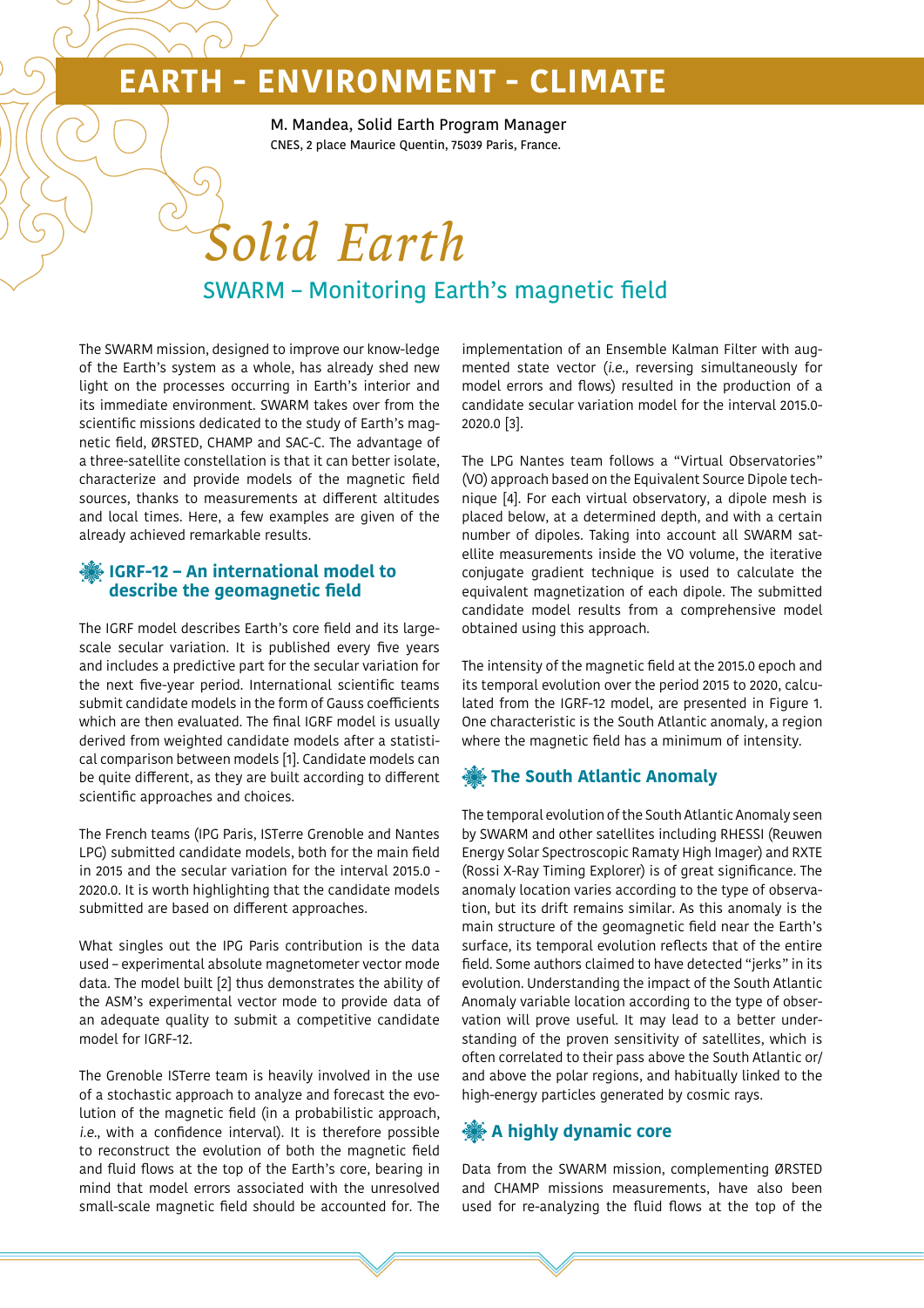# EARTH - ENVIRONMENT - CLIMATE

M. Mandea, Solid Earth Program Manager
CNES, 2 place Maurice Quentin, 75039 Paris, France.

# *Solid Earth*

## SWARM – Monitoring Earth's magnetic field

The SWARM mission, designed to improve our know-ledge of the Earth's system as a whole, has already shed new light on the processes occurring in Earth's interior and its immediate environment. SWARM takes over from the scientific missions dedicated to the study of Earth's magnetic field, ØRSTED, CHAMP and SAC-C. The advantage of a three-satellite constellation is that it can better isolate, characterize and provide models of the magnetic field sources, thanks to measurements at different altitudes and local times. Here, a few examples are given of the already achieved remarkable results.

### IGRF-12 – An international model to describe the geomagnetic field

The IGRF model describes Earth's core field and its large-scale secular variation. It is published every five years and includes a predictive part for the secular variation for the next five-year period. International scientific teams submit candidate models in the form of Gauss coefficients which are then evaluated. The final IGRF model is usually derived from weighted candidate models after a statistical comparison between models [1]. Candidate models can be quite different, as they are built according to different scientific approaches and choices.

The French teams (IPG Paris, ISTerre Grenoble and Nantes LPG) submitted candidate models, both for the main field in 2015 and the secular variation for the interval 2015.0 - 2020.0. It is worth highlighting that the candidate models submitted are based on different approaches.

What singles out the IPG Paris contribution is the data used – experimental absolute magnetometer vector mode data. The model built [2] thus demonstrates the ability of the ASM's experimental vector mode to provide data of an adequate quality to submit a competitive candidate model for IGRF-12.

The Grenoble ISTerre team is heavily involved in the use of a stochastic approach to analyze and forecast the evolution of the magnetic field (in a probabilistic approach, *i.e.*, with a confidence interval). It is therefore possible to reconstruct the evolution of both the magnetic field and fluid flows at the top of the Earth's core, bearing in mind that model errors associated with the unresolved small-scale magnetic field should be accounted for. The implementation of an Ensemble Kalman Filter with augmented state vector (*i.e.*, reversing simultaneously for model errors and flows) resulted in the production of a candidate secular variation model for the interval 2015.0-2020.0 [3].

The LPG Nantes team follows a "Virtual Observatories" (VO) approach based on the Equivalent Source Dipole technique [4]. For each virtual observatory, a dipole mesh is placed below, at a determined depth, and with a certain number of dipoles. Taking into account all SWARM satellite measurements inside the VO volume, the iterative conjugate gradient technique is used to calculate the equivalent magnetization of each dipole. The submitted candidate model results from a comprehensive model obtained using this approach.

The intensity of the magnetic field at the 2015.0 epoch and its temporal evolution over the period 2015 to 2020, calculated from the IGRF-12 model, are presented in Figure 1. One characteristic is the South Atlantic anomaly, a region where the magnetic field has a minimum of intensity.

### The South Atlantic Anomaly

The temporal evolution of the South Atlantic Anomaly seen by SWARM and other satellites including RHESSI (Reuwen Energy Solar Spectroscopic Ramaty High Imager) and RXTE (Rossi X-Ray Timing Explorer) is of great significance. The anomaly location varies according to the type of observation, but its drift remains similar. As this anomaly is the main structure of the geomagnetic field near the Earth's surface, its temporal evolution reflects that of the entire field. Some authors claimed to have detected "jerks" in its evolution. Understanding the impact of the South Atlantic Anomaly variable location according to the type of observation will prove useful. It may lead to a better understanding of the proven sensitivity of satellites, which is often correlated to their pass above the South Atlantic or/and above the polar regions, and habitually linked to the high-energy particles generated by cosmic rays.

### A highly dynamic core

Data from the SWARM mission, complementing ØRSTED and CHAMP missions measurements, have also been used for re-analyzing the fluid flows at the top of the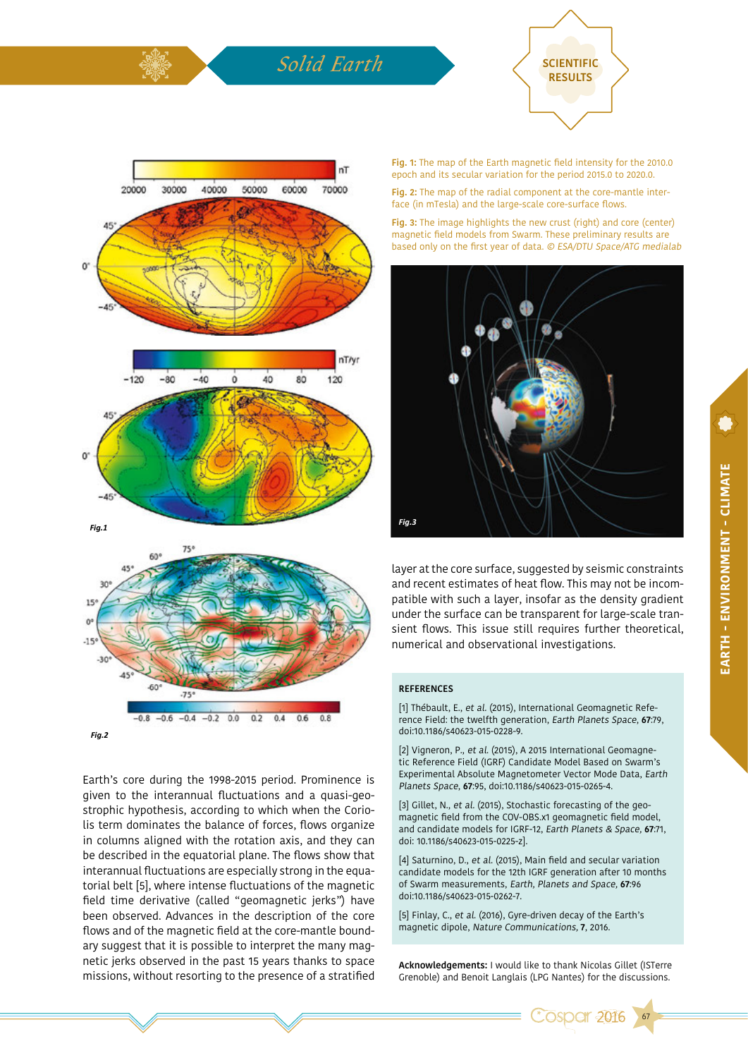Fig. 1: The map of the Earth magnetic field intensity for the 2010.0 epoch and its secular variation for the period 2015.0 to 2020.0.

Fig. 2: The map of the radial component at the core-mantle interface (in mTesla) and the large-scale core-surface flows.

Fig. 3: The image highlights the new crust (right) and core (center) magnetic field models from Swarm. These preliminary results are based only on the first year of data. © *ESA/DTU Space/ATG medialab*

Earth's core during the 1998-2015 period. Prominence is given to the interannual fluctuations and a quasi-geostrophic hypothesis, according to which when the Coriolis term dominates the balance of forces, flows organize in columns aligned with the rotation axis, and they can be described in the equatorial plane. The flows show that interannual fluctuations are especially strong in the equatorial belt [5], where intense fluctuations of the magnetic field time derivative (called "geomagnetic jerks") have been observed. Advances in the description of the core flows and of the magnetic field at the core-mantle boundary suggest that it is possible to interpret the many magnetic jerks observed in the past 15 years thanks to space missions, without resorting to the presence of a stratified layer at the core surface, suggested by seismic constraints and recent estimates of heat flow. This may not be incompatible with such a layer, insofar as the density gradient under the surface can be transparent for large-scale transient flows. This issue still requires further theoretical, numerical and observational investigations.

### REFERENCES

[1] Thébault, E., *et al.* (2015), International Geomagnetic Reference Field: the twelfth generation, *Earth Planets Space*, **67**:79, doi:10.1186/s40623-015-0228-9.

[2] Vigneron, P., *et al.* (2015), A 2015 International Geomagnetic Reference Field (IGRF) Candidate Model Based on Swarm's Experimental Absolute Magnetometer Vector Mode Data, *Earth Planets Space*, **67**:95, doi:10.1186/s40623-015-0265-4.

[3] Gillet, N., *et al.* (2015), Stochastic forecasting of the geomagnetic field from the COV-OBS.x1 geomagnetic field model, and candidate models for IGRF-12, *Earth Planets & Space*, **67**:71, doi: 10.1186/s40623-015-0225-z].

[4] Saturnino, D., *et al.* (2015), Main field and secular variation candidate models for the 12th IGRF generation after 10 months of Swarm measurements, *Earth, Planets and Space*, **67**:96 doi:10.1186/s40623-015-0262-7.

[5] Finlay, C., *et al.* (2016), Gyre-driven decay of the Earth's magnetic dipole, *Nature Communications*, **7**, 2016.

**Acknowledgements:** I would like to thank Nicolas Gillet (ISTerre Grenoble) and Benoit Langlais (LPG Nantes) for the discussions.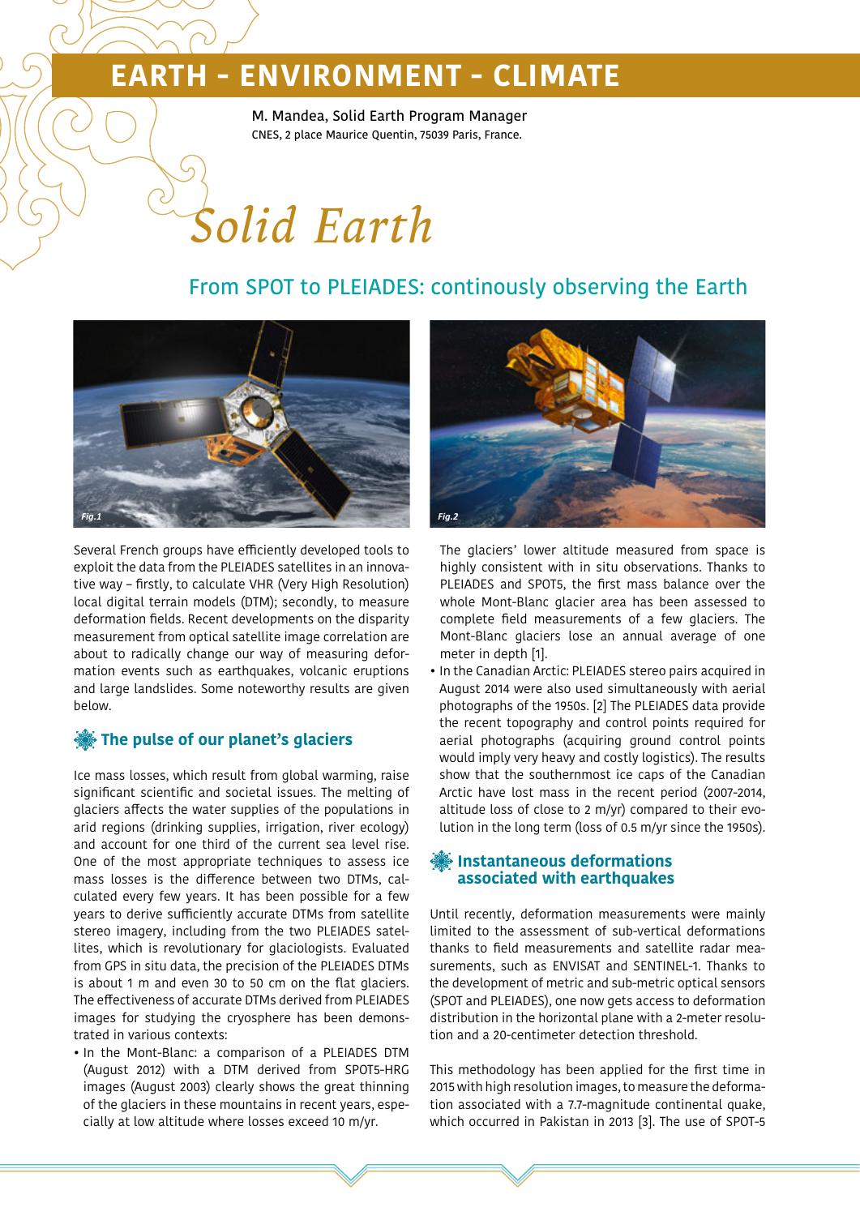# EARTH - ENVIRONMENT - CLIMATE

M. Mandea, Solid Earth Program Manager
CNES, 2 place Maurice Quentin, 75039 Paris, France.

# *Solid Earth*

## From SPOT to PLEIADES: continously observing the Earth

Fig.1

Fig.2

Several French groups have efficiently developed tools to exploit the data from the PLEIADES satellites in an innovative way – firstly, to calculate VHR (Very High Resolution) local digital terrain models (DTM); secondly, to measure deformation fields. Recent developments on the disparity measurement from optical satellite image correlation are about to radically change our way of measuring deformation events such as earthquakes, volcanic eruptions and large landslides. Some noteworthy results are given below.

### The pulse of our planet's glaciers

Ice mass losses, which result from global warming, raise significant scientific and societal issues. The melting of glaciers affects the water supplies of the populations in arid regions (drinking supplies, irrigation, river ecology) and account for one third of the current sea level rise. One of the most appropriate techniques to assess ice mass losses is the difference between two DTMs, calculated every few years. It has been possible for a few years to derive sufficiently accurate DTMs from satellite stereo imagery, including from the two PLEIADES satellites, which is revolutionary for glaciologists. Evaluated from GPS in situ data, the precision of the PLEIADES DTMs is about 1 m and even 30 to 50 cm on the flat glaciers. The effectiveness of accurate DTMs derived from PLEIADES images for studying the cryosphere has been demonstrated in various contexts:

- In the Mont-Blanc: a comparison of a PLEIADES DTM (August 2012) with a DTM derived from SPOT5-HRG images (August 2003) clearly shows the great thinning of the glaciers in these mountains in recent years, especially at low altitude where losses exceed 10 m/yr. The glaciers' lower altitude measured from space is highly consistent with in situ observations. Thanks to PLEIADES and SPOT5, the first mass balance over the whole Mont-Blanc glacier area has been assessed to complete field measurements of a few glaciers. The Mont-Blanc glaciers lose an annual average of one meter in depth [1].
- In the Canadian Arctic: PLEIADES stereo pairs acquired in August 2014 were also used simultaneously with aerial photographs of the 1950s. [2] The PLEIADES data provide the recent topography and control points required for aerial photographs (acquiring ground control points would imply very heavy and costly logistics). The results show that the southernmost ice caps of the Canadian Arctic have lost mass in the recent period (2007-2014, altitude loss of close to 2 m/yr) compared to their evolution in the long term (loss of 0.5 m/yr since the 1950s).

### Instantaneous deformations associated with earthquakes

Until recently, deformation measurements were mainly limited to the assessment of sub-vertical deformations thanks to field measurements and satellite radar measurements, such as ENVISAT and SENTINEL-1. Thanks to the development of metric and sub-metric optical sensors (SPOT and PLEIADES), one now gets access to deformation distribution in the horizontal plane with a 2-meter resolution and a 20-centimeter detection threshold.

This methodology has been applied for the first time in 2015 with high resolution images, to measure the deformation associated with a 7.7-magnitude continental quake, which occurred in Pakistan in 2013 [3]. The use of SPOT-5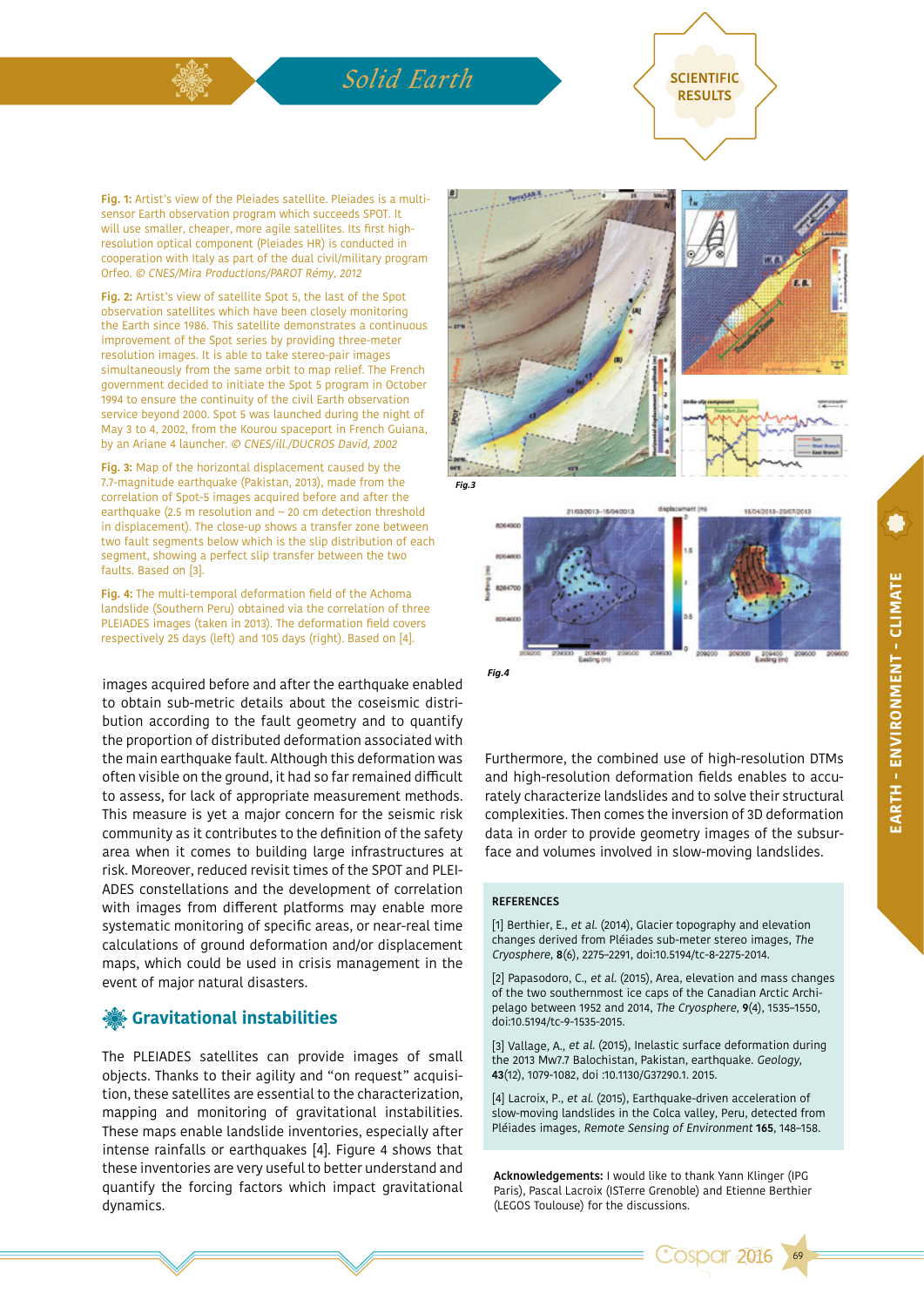**Fig. 1:** Artist's view of the Pleiades satellite. Pleiades is a multi-sensor Earth observation program which succeeds SPOT. It will use smaller, cheaper, more agile satellites. Its first high-resolution optical component (Pleiades HR) is conducted in cooperation with Italy as part of the dual civil/military program Orfeo. *© CNES/Mira Productions/PAROT Rémy, 2012*

**Fig. 2:** Artist's view of satellite Spot 5, the last of the Spot observation satellites which have been closely monitoring the Earth since 1986. This satellite demonstrates a continuous improvement of the Spot series by providing three-meter resolution images. It is able to take stereo-pair images simultaneously from the same orbit to map relief. The French government decided to initiate the Spot 5 program in October 1994 to ensure the continuity of the civil Earth observation service beyond 2000. Spot 5 was launched during the night of May 3 to 4, 2002, from the Kourou spaceport in French Guiana, by an Ariane 4 launcher. *© CNES/ill./DUCROS David, 2002*

**Fig. 3:** Map of the horizontal displacement caused by the 7.7-magnitude earthquake (Pakistan, 2013), made from the correlation of Spot-5 images acquired before and after the earthquake (2.5 m resolution and ~ 20 cm detection threshold in displacement). The close-up shows a transfer zone between two fault segments below which is the slip distribution of each segment, showing a perfect slip transfer between the two faults. Based on [3].

**Fig. 4:** The multi-temporal deformation field of the Achoma landslide (Southern Peru) obtained via the correlation of three PLEIADES images (taken in 2013). The deformation field covers respectively 25 days (left) and 105 days (right). Based on [4].

images acquired before and after the earthquake enabled to obtain sub-metric details about the coseismic distribution according to the fault geometry and to quantify the proportion of distributed deformation associated with the main earthquake fault. Although this deformation was often visible on the ground, it had so far remained difficult to assess, for lack of appropriate measurement methods. This measure is yet a major concern for the seismic risk community as it contributes to the definition of the safety area when it comes to building large infrastructures at risk. Moreover, reduced revisit times of the SPOT and PLEIADES constellations and the development of correlation with images from different platforms may enable more systematic monitoring of specific areas, or near-real time calculations of ground deformation and/or displacement maps, which could be used in crisis management in the event of major natural disasters.

## Gravitational instabilities

The PLEIADES satellites can provide images of small objects. Thanks to their agility and "on request" acquisition, these satellites are essential to the characterization, mapping and monitoring of gravitational instabilities. These maps enable landslide inventories, especially after intense rainfalls or earthquakes [4]. Figure 4 shows that these inventories are very useful to better understand and quantify the forcing factors which impact gravitational dynamics.

Furthermore, the combined use of high-resolution DTMs and high-resolution deformation fields enables to accurately characterize landslides and to solve their structural complexities. Then comes the inversion of 3D deformation data in order to provide geometry images of the subsurface and volumes involved in slow-moving landslides.

### REFERENCES

[1] Berthier, E., *et al.* (2014), Glacier topography and elevation changes derived from Pléiades sub-meter stereo images, *The Cryosphere*, **8**(6), 2275–2291, doi:10.5194/tc-8-2275-2014.

[2] Papasodoro, C., *et al.* (2015), Area, elevation and mass changes of the two southernmost ice caps of the Canadian Arctic Archipelago between 1952 and 2014, *The Cryosphere*, **9**(4), 1535–1550, doi:10.5194/tc-9-1535-2015.

[3] Vallage, A., *et al.* (2015), Inelastic surface deformation during the 2013 Mw7.7 Balochistan, Pakistan, earthquake. *Geology*, **43**(12), 1079-1082, doi :10.1130/G37290.1. 2015.

[4] Lacroix, P., *et al.* (2015), Earthquake-driven acceleration of slow-moving landslides in the Colca valley, Peru, detected from Pléiades images, *Remote Sensing of Environment* **165**, 148–158.

**Acknowledgements:** I would like to thank Yann Klinger (IPG Paris), Pascal Lacroix (ISTerre Grenoble) and Etienne Berthier (LEGOS Toulouse) for the discussions.